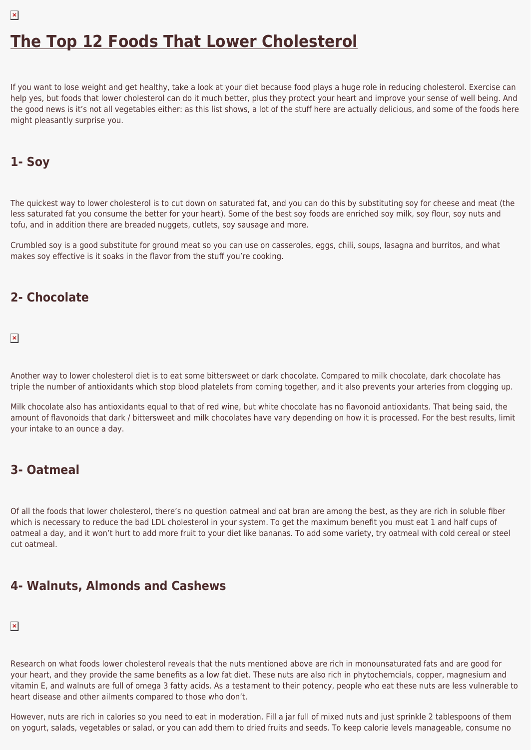# The Top 12 Foods That Lower Cholesterol

If you want to lose weight and get healthy, take a look at your diet because food plays a huge role in reducing cholesterol. Exercise can help yes, but foods that lower cholesterol can do it much better, plus they protect your heart and improve your sense of well being. And the good news is it's not all vegetables either: as this list shows, a lot of the stuff here are actually delicious, and some of the foods here might pleasantly surprise you.

## 1- Soy

The quickest way to lower cholesterol is to cut down on saturated fat, and you can do this by substituting soy for cheese and meat (the less saturated fat you consume the better for your heart). Some of the best soy foods are enriched soy milk, soy flour, soy nuts and tofu, and in addition there are breaded nuggets, cutlets, soy sausage and more.

Crumbled soy is a good substitute for ground meat so you can use on casseroles, eggs, chili, soups, lasagna and burritos, and what makes soy effective is it soaks in the flavor from the stuff you're cooking.

## 2- Chocolate

Another way to lower cholesterol diet is to eat some bittersweet or dark chocolate. Compared to milk chocolate, dark chocolate has triple the number of antioxidants which stop blood platelets from coming together, and it also prevents your arteries from clogging up.

Milk chocolate also has antioxidants equal to that of red wine, but white chocolate has no flavonoid antioxidants. That being said, the amount of flavonoids that dark / bittersweet and milk chocolates have vary depending on how it is processed. For the best results, limit your intake to an ounce a day.

## 3- Oatmeal

Of all the foods that lower cholesterol, there's no question oatmeal and oat bran are among the best, as they are rich in soluble fiber which is necessary to reduce the bad LDL cholesterol in your system. To get the maximum benefit you must eat 1 and half cups of oatmeal a day, and it won't hurt to add more fruit to your diet like bananas. To add some variety, try oatmeal with cold cereal or steel cut oatmeal.

## 4- Walnuts, Almonds and Cashews

Research on what foods lower cholesterol reveals that the nuts mentioned above are rich in monounsaturated fats and are good for your heart, and they provide the same benefits as a low fat diet. These nuts are also rich in phytochemcials, copper, magnesium and vitamin E, and walnuts are full of omega 3 fatty acids. As a testament to their potency, people who eat these nuts are less vulnerable to heart disease and other ailments compared to those who don't.

However, nuts are rich in calories so you need to eat in moderation. Fill a jar full of mixed nuts and just sprinkle 2 tablespoons of them on yogurt, salads, vegetables or salad, or you can add them to dried fruits and seeds. To keep calorie levels manageable, consume no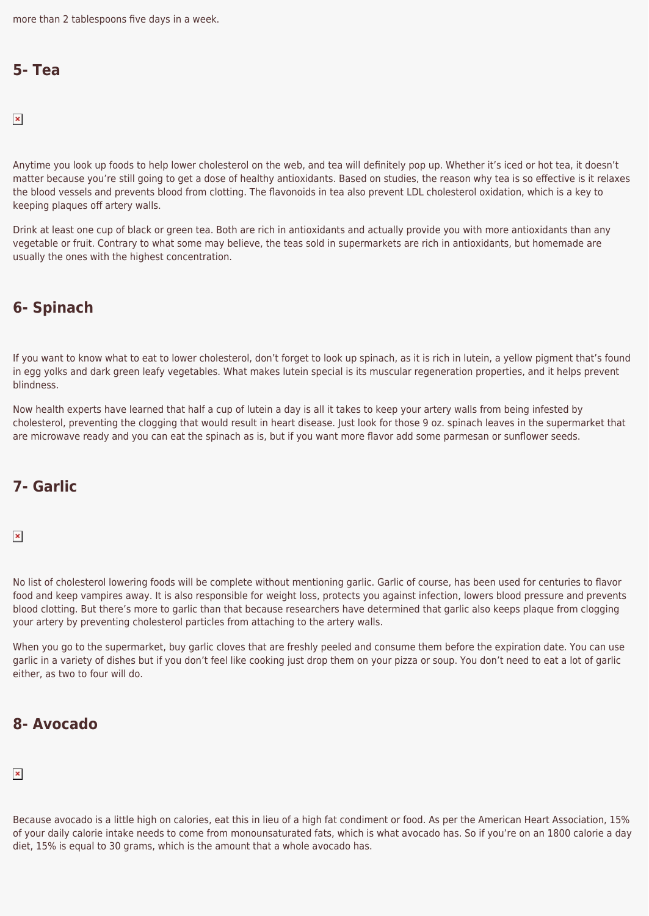more than 2 tablespoons five days in a week.

## 5- Tea

Anytime you look up foods to help lower cholesterol on the web, and tea will definitely pop up. Whether it's iced or hot tea, it doesn't matter because you're still going to get a dose of healthy antioxidants. Based on studies, the reason why tea is so effective is it relaxes the blood vessels and prevents blood from clotting. The flavonoids in tea also prevent LDL cholesterol oxidation, which is a key to keeping plaques off artery walls.

Drink at least one cup of black or green tea. Both are rich in antioxidants and actually provide you with more antioxidants than any vegetable or fruit. Contrary to what some may believe, the teas sold in supermarkets are rich in antioxidants, but homemade are usually the ones with the highest concentration.

## 6- Spinach

If you want to know what to eat to lower cholesterol, don't forget to look up spinach, as it is rich in lutein, a yellow pigment that's found in egg yolks and dark green leafy vegetables. What makes lutein special is its muscular regeneration properties, and it helps prevent blindness.

Now health experts have learned that half a cup of lutein a day is all it takes to keep your artery walls from being infested by cholesterol, preventing the clogging that would result in heart disease. Just look for those 9 oz. spinach leaves in the supermarket that are microwave ready and you can eat the spinach as is, but if you want more flavor add some parmesan or sunflower seeds.

## 7- Garlic

No list of cholesterol lowering foods will be complete without mentioning garlic. Garlic of course, has been used for centuries to flavor food and keep vampires away. It is also responsible for weight loss, protects you against infection, lowers blood pressure and prevents blood clotting. But there's more to garlic than that because researchers have determined that garlic also keeps plaque from clogging your artery by preventing cholesterol particles from attaching to the artery walls.

When you go to the supermarket, buy garlic cloves that are freshly peeled and consume them before the expiration date. You can use garlic in a variety of dishes but if you don't feel like cooking just drop them on your pizza or soup. You don't need to eat a lot of garlic either, as two to four will do.

## 8- Avocado

Because avocado is a little high on calories, eat this in lieu of a high fat condiment or food. As per the American Heart Association, 15% of your daily calorie intake needs to come from monounsaturated fats, which is what avocado has. So if you're on an 1800 calorie a day diet, 15% is equal to 30 grams, which is the amount that a whole avocado has.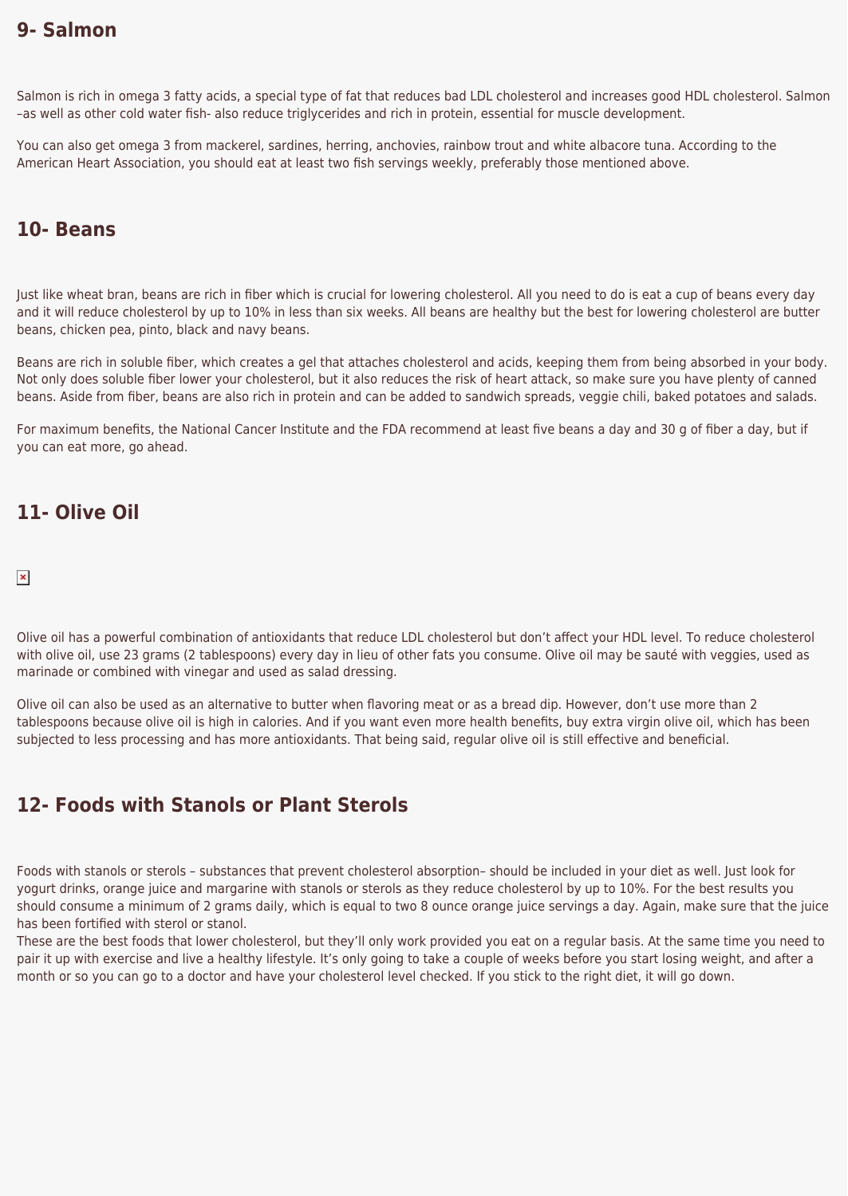## 9- Salmon

Salmon is rich in omega 3 fatty acids, a special type of fat that reduces bad LDL cholesterol and increases good HDL cholesterol. Salmon –as well as other cold water fish- also reduce triglycerides and rich in protein, essential for muscle development.

You can also get omega 3 from mackerel, sardines, herring, anchovies, rainbow trout and white albacore tuna. According to the American Heart Association, you should eat at least two fish servings weekly, preferably those mentioned above.

## 10- Beans

Just like wheat bran, beans are rich in fiber which is crucial for lowering cholesterol. All you need to do is eat a cup of beans every day and it will reduce cholesterol by up to 10% in less than six weeks. All beans are healthy but the best for lowering cholesterol are butter beans, chicken pea, pinto, black and navy beans.

Beans are rich in soluble fiber, which creates a gel that attaches cholesterol and acids, keeping them from being absorbed in your body. Not only does soluble fiber lower your cholesterol, but it also reduces the risk of heart attack, so make sure you have plenty of canned beans. Aside from fiber, beans are also rich in protein and can be added to sandwich spreads, veggie chili, baked potatoes and salads.

For maximum benefits, the National Cancer Institute and the FDA recommend at least five beans a day and 30 g of fiber a day, but if you can eat more, go ahead.

## 11- Olive Oil

Olive oil has a powerful combination of antioxidants that reduce LDL cholesterol but don't affect your HDL level. To reduce cholesterol with olive oil, use 23 grams (2 tablespoons) every day in lieu of other fats you consume. Olive oil may be sauté with veggies, used as marinade or combined with vinegar and used as salad dressing.

Olive oil can also be used as an alternative to butter when flavoring meat or as a bread dip. However, don't use more than 2 tablespoons because olive oil is high in calories. And if you want even more health benefits, buy extra virgin olive oil, which has been subjected to less processing and has more antioxidants. That being said, regular olive oil is still effective and beneficial.

## 12- Foods with Stanols or Plant Sterols

Foods with stanols or sterols – substances that prevent cholesterol absorption– should be included in your diet as well. Just look for yogurt drinks, orange juice and margarine with stanols or sterols as they reduce cholesterol by up to 10%. For the best results you should consume a minimum of 2 grams daily, which is equal to two 8 ounce orange juice servings a day. Again, make sure that the juice has been fortified with sterol or stanol.
These are the best foods that lower cholesterol, but they'll only work provided you eat on a regular basis. At the same time you need to pair it up with exercise and live a healthy lifestyle. It's only going to take a couple of weeks before you start losing weight, and after a month or so you can go to a doctor and have your cholesterol level checked. If you stick to the right diet, it will go down.